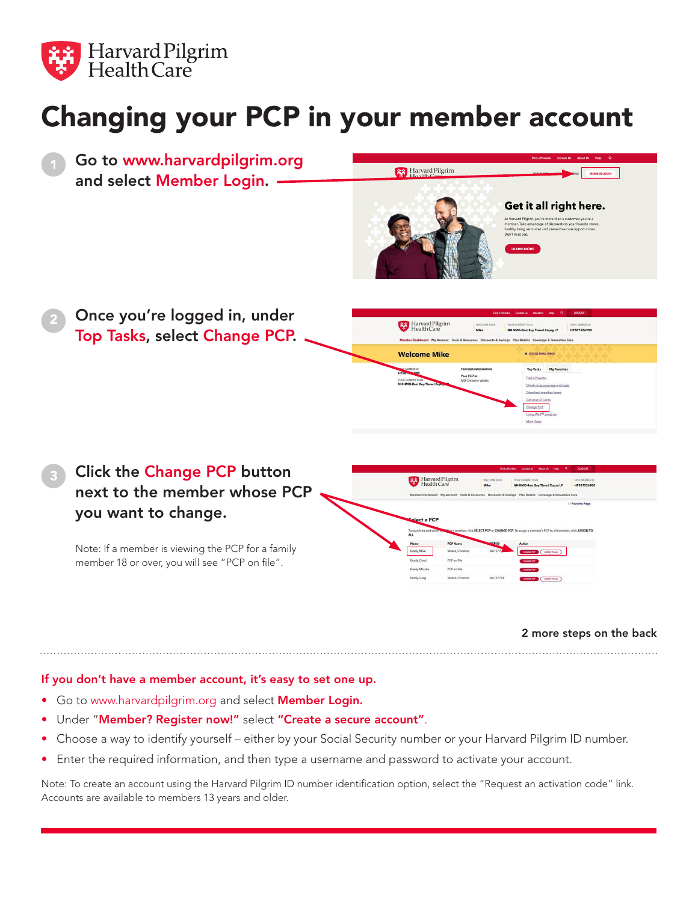Harvard Pilgrim Health Care

# Changing your PCP in your member account

1. Go to www.harvardpilgrim.org and select **Member Login**.

2. Once you're logged in, under **Top Tasks**, select **Change PCP**.

3. Click the **Change PCP** button next to the member whose PCP you want to change.

   Note: If a member is viewing the PCP for a family member 18 or over, you will see "PCP on file".

**2 more steps on the back**

---

## If you don't have a member account, it's easy to set one up.

- Go to www.harvardpilgrim.org and select **Member Login.**
- Under "**Member? Register now!**" select **"Create a secure account"**.
- Choose a way to identify yourself – either by your Social Security number or your Harvard Pilgrim ID number.
- Enter the required information, and then type a username and password to activate your account.

Note: To create an account using the Harvard Pilgrim ID number identification option, select the "Request an activation code" link. Accounts are available to members 13 years and older.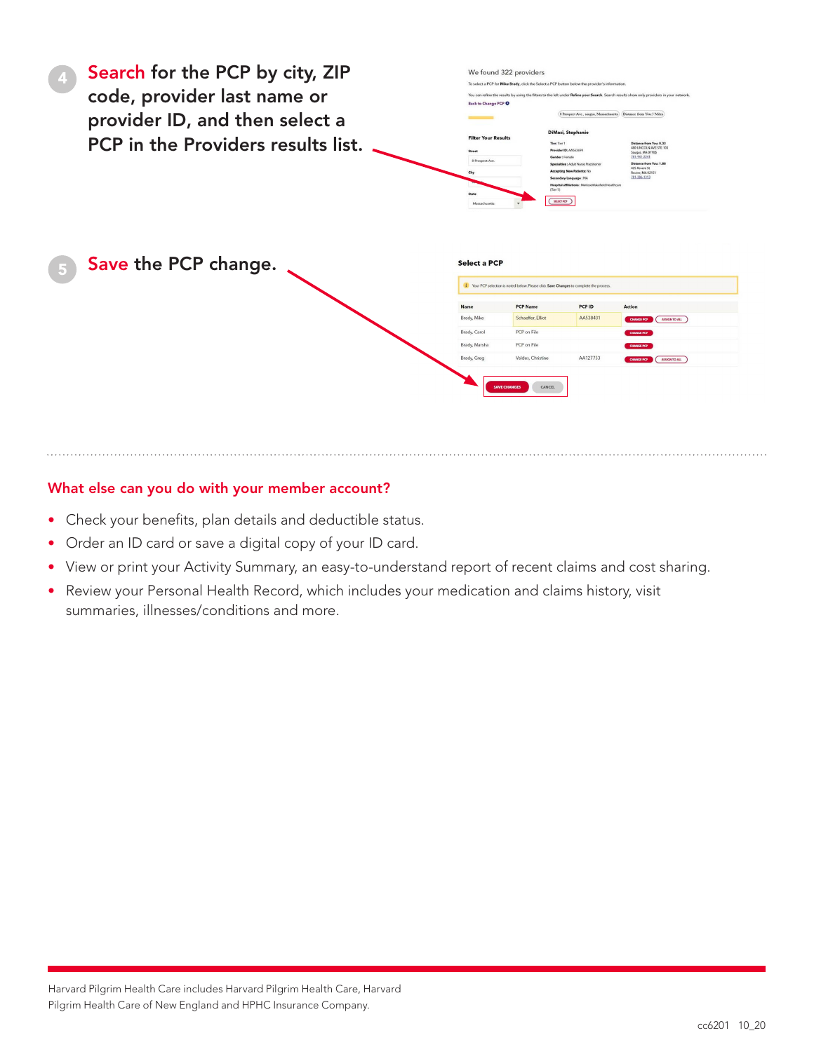4 **Search** for the PCP by city, ZIP code, provider last name or provider ID, and then select a PCP in the Providers results list.

5 **Save** the PCP change.

## What else can you do with your member account?

- Check your benefits, plan details and deductible status.
- Order an ID card or save a digital copy of your ID card.
- View or print your Activity Summary, an easy-to-understand report of recent claims and cost sharing.
- Review your Personal Health Record, which includes your medication and claims history, visit summaries, illnesses/conditions and more.

Harvard Pilgrim Health Care includes Harvard Pilgrim Health Care, Harvard Pilgrim Health Care of New England and HPHC Insurance Company.

cc6201 10_20